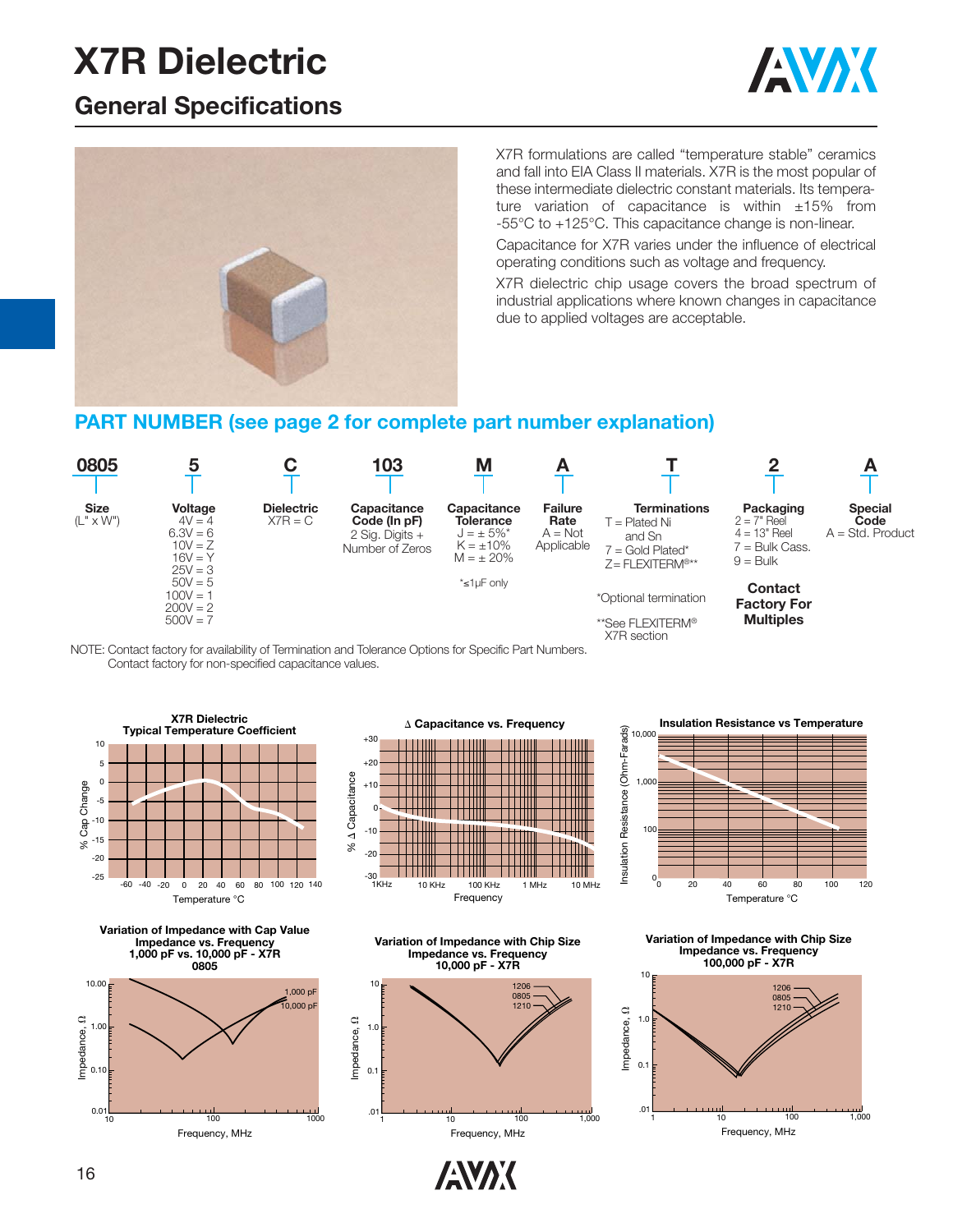# X7R Dielectric

## General Specifications

X7R formulations are called "temperature stable" ceramics and fall into EIA Class II materials. X7R is the most popular of these intermediate dielectric constant materials. Its temperature variation of capacitance is within ±15% from -55°C to +125°C. This capacitance change is non-linear.

Capacitance for X7R varies under the influence of electrical operating conditions such as voltage and frequency.

X7R dielectric chip usage covers the broad spectrum of industrial applications where known changes in capacitance due to applied voltages are acceptable.

## PART NUMBER (see page 2 for complete part number explanation)

| 0805 | 5 | C | 103 | M | A | T | 2 | A |
|---|---|---|---|---|---|---|---|---|
| **Size** (L" x W") | **Voltage** 4V = 4, 6.3V = 6, 10V = Z, 16V = Y, 25V = 3, 50V = 5, 100V = 1, 200V = 2, 500V = 7 | **Dielectric** X7R = C | **Capacitance Code (In pF)** 2 Sig. Digits + Number of Zeros | **Capacitance Tolerance** J = ± 5%*, K = ±10%, M = ± 20% <br> *≤1μF only | **Failure Rate** A = Not Applicable | **Terminations** T = Plated Ni and Sn, 7 = Gold Plated*, Z= FLEXITERM®** <br> *Optional termination <br> **See FLEXITERM® X7R section | **Packaging** 2 = 7" Reel, 4 = 13" Reel, 7 = Bulk Cass., 9 = Bulk <br> **Contact Factory For Multiples** | **Special Code** A = Std. Product |

NOTE: Contact factory for availability of Termination and Tolerance Options for Specific Part Numbers.
Contact factory for non-specified capacitance values.

**X7R Dielectric Typical Temperature Coefficient**

**Δ Capacitance vs. Frequency**

**Insulation Resistance vs Temperature**

**Variation of Impedance with Cap Value Impedance vs. Frequency 1,000 pF vs. 10,000 pF - X7R 0805**

**Variation of Impedance with Chip Size Impedance vs. Frequency 10,000 pF - X7R**

**Variation of Impedance with Chip Size Impedance vs. Frequency 100,000 pF - X7R**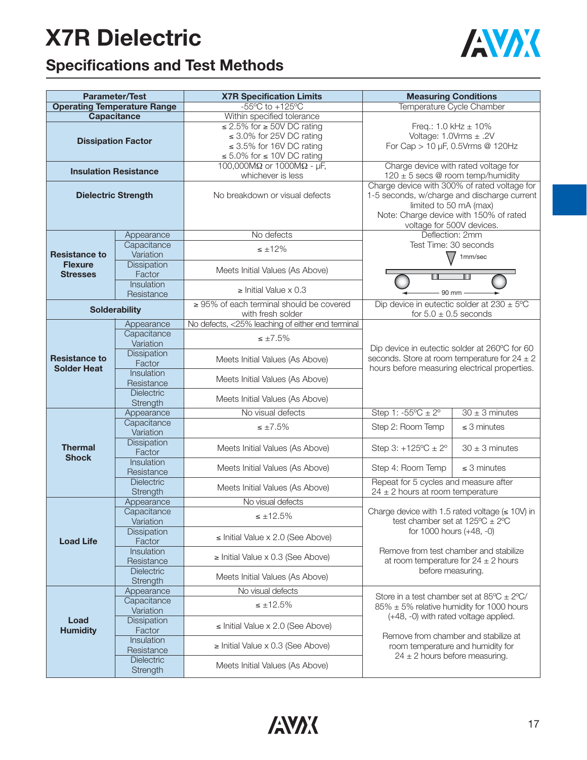# X7R Dielectric

## Specifications and Test Methods

| Parameter/Test | | X7R Specification Limits | Measuring Conditions | |
|---|---|---|---|---|
| Operating Temperature Range | | -55ºC to +125ºC | Temperature Cycle Chamber | |
| Capacitance | | Within specified tolerance | Freq.: 1.0 kHz ± 10%<br>Voltage: 1.0Vrms ± .2V<br>For Cap > 10 μF, 0.5Vrms @ 120Hz | |
| Dissipation Factor | | ≤ 2.5% for ≥ 50V DC rating<br>≤ 3.0% for 25V DC rating<br>≤ 3.5% for 16V DC rating<br>≤ 5.0% for ≤ 10V DC rating | | |
| Insulation Resistance | | 100,000MΩ or 1000MΩ - μF, whichever is less | Charge device with rated voltage for 120 ± 5 secs @ room temp/humidity | |
| Dielectric Strength | | No breakdown or visual defects | Charge device with 300% of rated voltage for 1-5 seconds, w/charge and discharge current limited to 50 mA (max)<br>Note: Charge device with 150% of rated voltage for 500V devices. | |
| Resistance to Flexure Stresses | Appearance | No defects | Deflection: 2mm<br>Test Time: 30 seconds<br>1mm/sec<br>90 mm | |
| | Capacitance Variation | ≤ ±12% | | |
| | Dissipation Factor | Meets Initial Values (As Above) | | |
| | Insulation Resistance | ≥ Initial Value x 0.3 | | |
| Solderability | | ≥ 95% of each terminal should be covered with fresh solder | Dip device in eutectic solder at 230 ± 5ºC for 5.0 ± 0.5 seconds | |
| Resistance to Solder Heat | Appearance | No defects, <25% leaching of either end terminal | Dip device in eutectic solder at 260ºC for 60 seconds. Store at room temperature for 24 ± 2 hours before measuring electrical properties. | |
| | Capacitance Variation | ≤ ±7.5% | | |
| | Dissipation Factor | Meets Initial Values (As Above) | | |
| | Insulation Resistance | Meets Initial Values (As Above) | | |
| | Dielectric Strength | Meets Initial Values (As Above) | | |
| Thermal Shock | Appearance | No visual defects | Step 1: -55ºC ± 2º | 30 ± 3 minutes |
| | Capacitance Variation | ≤ ±7.5% | Step 2: Room Temp | ≤ 3 minutes |
| | Dissipation Factor | Meets Initial Values (As Above) | Step 3: +125ºC ± 2º | 30 ± 3 minutes |
| | Insulation Resistance | Meets Initial Values (As Above) | Step 4: Room Temp | ≤ 3 minutes |
| | Dielectric Strength | Meets Initial Values (As Above) | Repeat for 5 cycles and measure after 24 ± 2 hours at room temperature | |
| Load Life | Appearance | No visual defects | Charge device with 1.5 rated voltage (≤ 10V) in test chamber set at 125ºC ± 2ºC for 1000 hours (+48, -0)<br><br>Remove from test chamber and stabilize at room temperature for 24 ± 2 hours before measuring. | |
| | Capacitance Variation | ≤ ±12.5% | | |
| | Dissipation Factor | ≤ Initial Value x 2.0 (See Above) | | |
| | Insulation Resistance | ≥ Initial Value x 0.3 (See Above) | | |
| | Dielectric Strength | Meets Initial Values (As Above) | | |
| Load Humidity | Appearance | No visual defects | Store in a test chamber set at 85ºC ± 2ºC/ 85% ± 5% relative humidity for 1000 hours (+48, -0) with rated voltage applied.<br><br>Remove from chamber and stabilize at room temperature and humidity for 24 ± 2 hours before measuring. | |
| | Capacitance Variation | ≤ ±12.5% | | |
| | Dissipation Factor | ≤ Initial Value x 2.0 (See Above) | | |
| | Insulation Resistance | ≥ Initial Value x 0.3 (See Above) | | |
| | Dielectric Strength | Meets Initial Values (As Above) | | |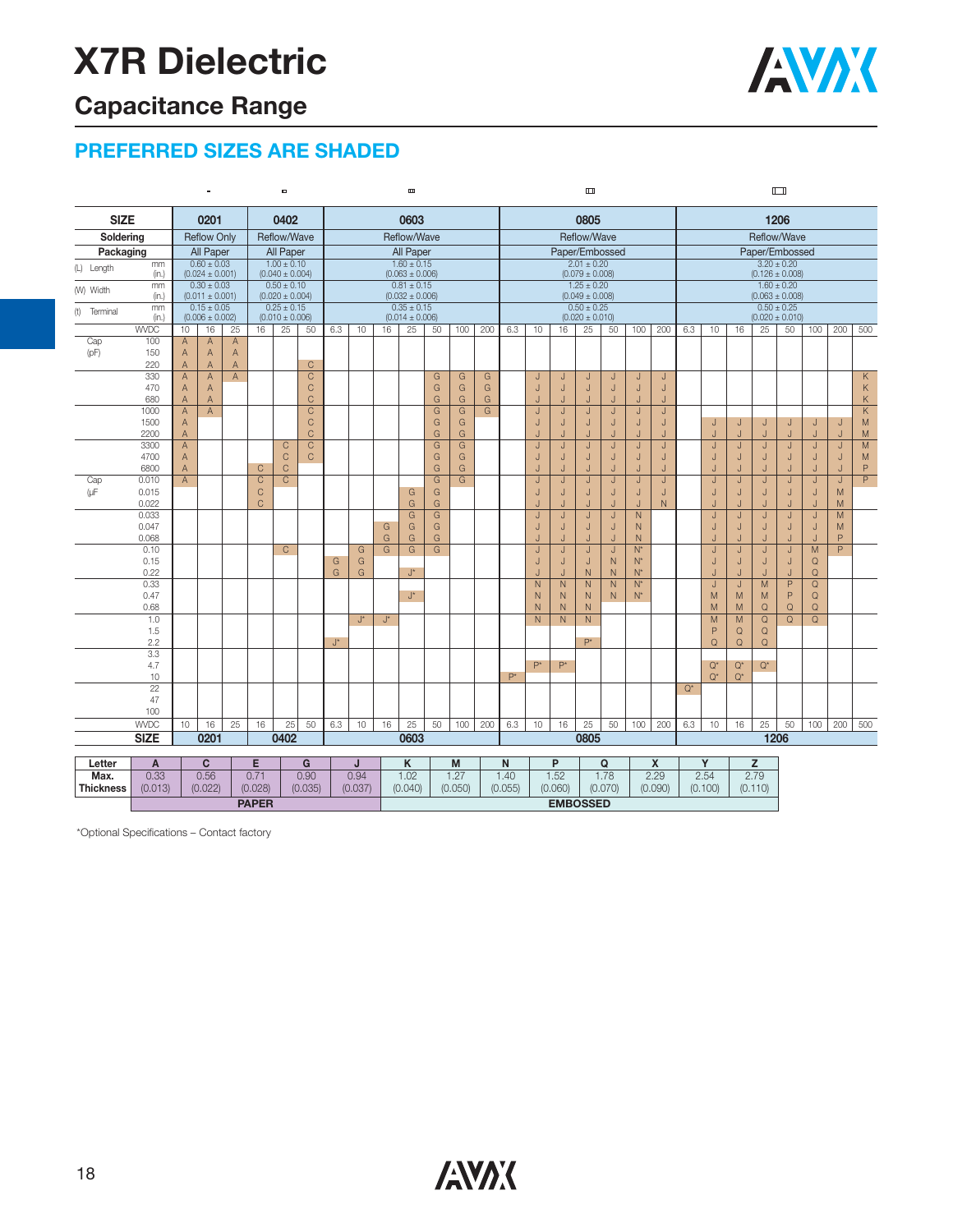# X7R Dielectric

## Capacitance Range

## PREFERRED SIZES ARE SHADED

| SIZE | | 0201 | | | 0402 | | | 0603 | | | | | | | 0805 | | | | | | | 1206 | | | | | | | |
|---|---|---|---|---|---|---|---|---|---|---|---|---|---|---|---|---|---|---|---|---|---|---|---|---|---|---|---|---|---|
| Soldering | | Reflow Only | | | Reflow/Wave | | | Reflow/Wave | | | | | | | Reflow/Wave | | | | | | | Reflow/Wave | | | | | | | |
| Packaging | | All Paper | | | All Paper | | | All Paper | | | | | | | Paper/Embossed | | | | | | | Paper/Embossed | | | | | | | |
| (L) Length | mm (in.) | 0.60 ± 0.03 (0.024 ± 0.001) | | | 1.00 ± 0.10 (0.040 ± 0.004) | | | 1.60 ± 0.15 (0.063 ± 0.006) | | | | | | | 2.01 ± 0.20 (0.079 ± 0.008) | | | | | | | 3.20 ± 0.20 (0.126 ± 0.008) | | | | | | | |
| (W) Width | mm (in.) | 0.30 ± 0.03 (0.011 ± 0.001) | | | 0.50 ± 0.10 (0.020 ± 0.004) | | | 0.81 ± 0.15 (0.032 ± 0.006) | | | | | | | 1.25 ± 0.20 (0.049 ± 0.008) | | | | | | | 1.60 ± 0.20 (0.063 ± 0.008) | | | | | | | |
| (t) Terminal | mm (in.) | 0.15 ± 0.05 (0.006 ± 0.002) | | | 0.25 ± 0.15 (0.010 ± 0.006) | | | 0.35 ± 0.15 (0.014 ± 0.006) | | | | | | | 0.50 ± 0.25 (0.020 ± 0.010) | | | | | | | 0.50 ± 0.25 (0.020 ± 0.010) | | | | | | | |
| | WVDC | 10 | 16 | 25 | 16 | 25 | 50 | 6.3 | 10 | 16 | 25 | 50 | 100 | 200 | 6.3 | 10 | 16 | 25 | 50 | 100 | 200 | 6.3 | 10 | 16 | 25 | 50 | 100 | 200 | 500 |
| Cap (pF) | 100 | A | A | A | | | | | | | | | | | | | | | | | | | | | | | | | |
| | 150 | A | A | A | | | | | | | | | | | | | | | | | | | | | | | | | |
| | 220 | A | A | A | | | C | | | | | | | | | | | | | | | | | | | | | | |
| | 330 | A | A | A | | | C | | | | | G | G | G | | J | J | J | J | J | J | | | | | | | | K |
| | 470 | A | A | | | | C | | | | | G | G | G | | J | J | J | J | J | J | | | | | | | | K |
| | 680 | A | A | | | | C | | | | | G | G | G | | J | J | J | J | J | J | | | | | | | | K |
| | 1000 | A | A | | | | C | | | | | G | G | G | | J | J | J | J | J | J | | | | | | | | K |
| | 1500 | A | | | | | C | | | | | G | G | | | J | J | J | J | J | J | | J | J | J | J | J | J | M |
| | 2200 | A | | | | | C | | | | | G | G | | | J | J | J | J | J | J | | J | J | J | J | J | J | M |
| | 3300 | A | | | | C | C | | | | | G | G | | | J | J | J | J | J | J | | J | J | J | J | J | J | M |
| | 4700 | A | | | | C | C | | | | | G | G | | | J | J | J | J | J | J | | J | J | J | J | J | J | M |
| | 6800 | A | | | C | C | | | | | | G | G | | | J | J | J | J | J | J | | J | J | J | J | J | J | P |
| Cap (μF | 0.010 | A | | | C | C | | | | | | G | G | | | J | J | J | J | J | J | | J | J | J | J | J | J | P |
| | 0.015 | | | | C | | | | | | G | G | | | | J | J | J | J | J | J | | J | J | J | J | J | M | |
| | 0.022 | | | | C | | | | | | G | G | | | | J | J | J | J | J | N | | J | J | J | J | J | M | |
| | 0.033 | | | | | | | | | | G | G | | | | J | J | J | J | N | | | J | J | J | J | J | M | |
| | 0.047 | | | | | | | | | G | G | G | | | | J | J | J | J | N | | | J | J | J | J | J | M | |
| | 0.068 | | | | | | | | | G | G | G | | | | J | J | J | J | N | | | J | J | J | J | J | P | |
| | 0.10 | | | | | C | | | G | G | G | G | | | | J | J | J | J | N* | | | J | J | J | J | M | P | |
| | 0.15 | | | | | | | G | G | | | | | | | J | J | J | N | N* | | | J | J | J | J | Q | | |
| | 0.22 | | | | | | | G | G | | J* | | | | | J | J | N | N | N* | | | J | J | J | J | Q | | |
| | 0.33 | | | | | | | | | | | | | | | N | N | N | N | N* | | | J | J | M | P | Q | | |
| | 0.47 | | | | | | | | | | J* | | | | | N | N | N | N | N* | | | M | M | M | P | Q | | |
| | 0.68 | | | | | | | | | | | | | | | N | N | N | | | | | M | M | Q | Q | Q | | |
| | 1.0 | | | | | | | | J* | J* | | | | | | N | N | N | | | | | M | M | Q | Q | Q | | |
| | 1.5 | | | | | | | | | | | | | | | | | | | | | | P | Q | Q | | | | |
| | 2.2 | | | | | | | J* | | | | | | | | | | P* | | | | | Q | Q | Q | | | | |
| | 3.3 | | | | | | | | | | | | | | | | | | | | | | | | | | | | |
| | 4.7 | | | | | | | | | | | | | | | P* | P* | | | | | | Q* | Q* | Q* | | | | |
| | 10 | | | | | | | | | | | | | | P* | | | | | | | | Q* | Q* | | | | | |
| | 22 | | | | | | | | | | | | | | | | | | | | | Q* | | | | | | | |
| | 47 | | | | | | | | | | | | | | | | | | | | | | | | | | | | |
| | 100 | | | | | | | | | | | | | | | | | | | | | | | | | | | | |
| | WVDC | 10 | 16 | 25 | 16 | 25 | 50 | 6.3 | 10 | 16 | 25 | 50 | 100 | 200 | 6.3 | 10 | 16 | 25 | 50 | 100 | 200 | 6.3 | 10 | 16 | 25 | 50 | 100 | 200 | 500 |
| SIZE | | 0201 | | | 0402 | | | 0603 | | | | | | | 0805 | | | | | | | 1206 | | | | | | | |

| Letter | A | C | E | G | J | K | M | N | P | Q | X | Y | Z |
|---|---|---|---|---|---|---|---|---|---|---|---|---|---|
| Max. Thickness | 0.33 (0.013) | 0.56 (0.022) | 0.71 (0.028) | 0.90 (0.035) | 0.94 (0.037) | 1.02 (0.040) | 1.27 (0.050) | 1.40 (0.055) | 1.52 (0.060) | 1.78 (0.070) | 2.29 (0.090) | 2.54 (0.100) | 2.79 (0.110) |
| | PAPER | | | | | EMBOSSED | | | | | | | |

*Optional Specifications – Contact factory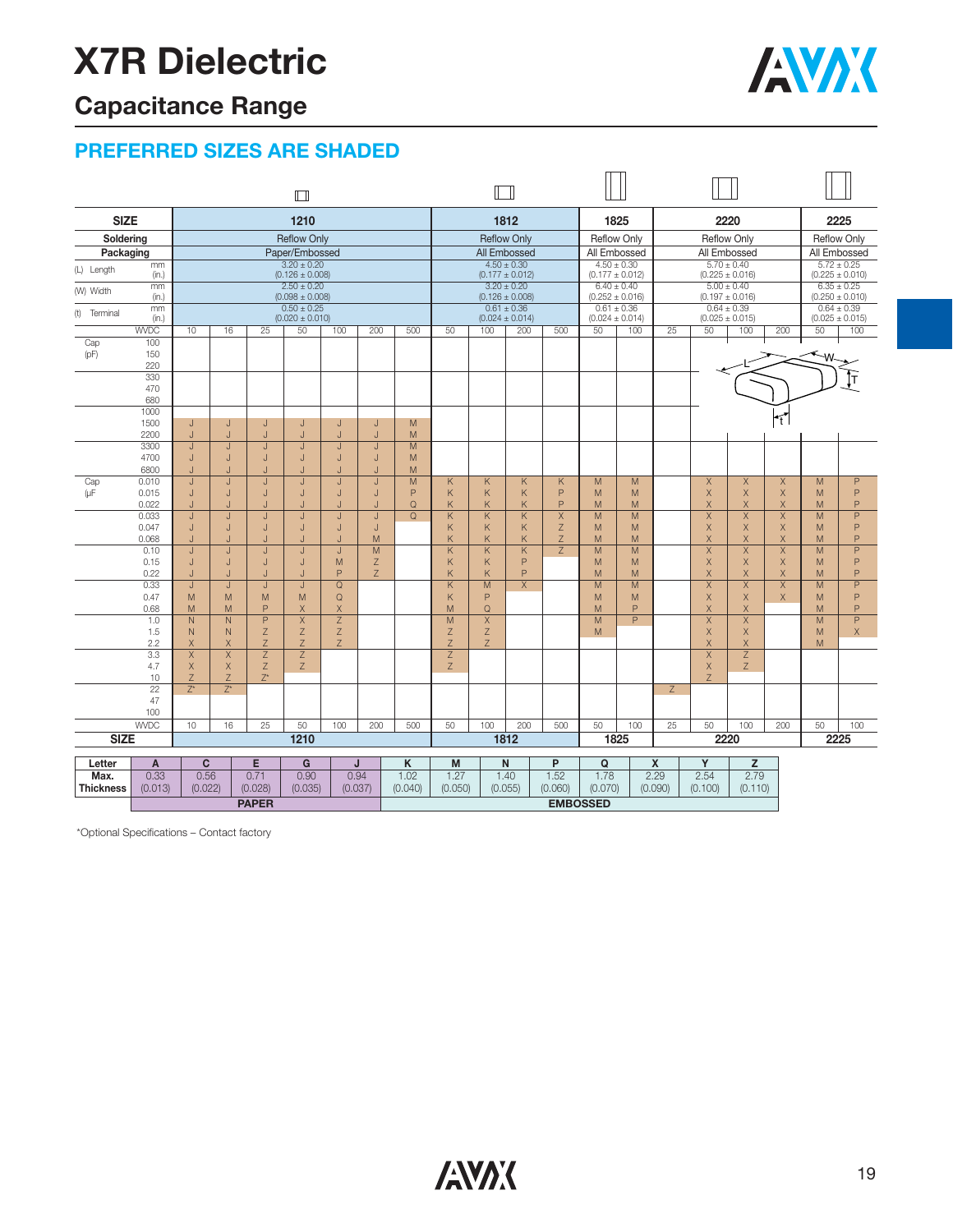# X7R Dielectric

## Capacitance Range

### PREFERRED SIZES ARE SHADED

| SIZE | | 1210 | | | | | | | 1812 | | | | 1825 | | 2220 | | | | 2225 | |
|---|---|---|---|---|---|---|---|---|---|---|---|---|---|---|---|---|---|---|---|---|
| Soldering | | Reflow Only | | | | | | | Reflow Only | | | | Reflow Only | | Reflow Only | | | | Reflow Only | |
| Packaging | | Paper/Embossed | | | | | | | All Embossed | | | | All Embossed | | All Embossed | | | | All Embossed | |
| (L) Length | mm (in.) | 3.20 ± 0.20 (0.126 ± 0.008) | | | | | | | 4.50 ± 0.30 (0.177 ± 0.012) | | | | 4.50 ± 0.30 (0.177 ± 0.012) | | 5.70 ± 0.40 (0.225 ± 0.016) | | | | 5.72 ± 0.25 (0.225 ± 0.010) | |
| (W) Width | mm (in.) | 2.50 ± 0.20 (0.098 ± 0.008) | | | | | | | 3.20 ± 0.20 (0.126 ± 0.008) | | | | 6.40 ± 0.40 (0.252 ± 0.016) | | 5.00 ± 0.40 (0.197 ± 0.016) | | | | 6.35 ± 0.25 (0.250 ± 0.010) | |
| (t) Terminal | mm (in.) | 0.50 ± 0.25 (0.020 ± 0.010) | | | | | | | 0.61 ± 0.36 (0.024 ± 0.014) | | | | 0.61 ± 0.36 (0.024 ± 0.014) | | 0.64 ± 0.39 (0.025 ± 0.015) | | | | 0.64 ± 0.39 (0.025 ± 0.015) | |
| | WVDC | 10 | 16 | 25 | 50 | 100 | 200 | 500 | 50 | 100 | 200 | 500 | 50 | 100 | 25 | 50 | 100 | 200 | 50 | 100 |
| Cap (pF) | 100 | | | | | | | | | | | | | | | | | | | |
| | 150 | | | | | | | | | | | | | | | | | | | |
| | 220 | | | | | | | | | | | | | | | | | | | |
| | 330 | | | | | | | | | | | | | | | | | | | |
| | 470 | | | | | | | | | | | | | | | | | | | |
| | 680 | | | | | | | | | | | | | | | | | | | |
| | 1000 | | | | | | | | | | | | | | | | | | | |
| | 1500 | J | J | J | J | J | J | M | | | | | | | | | | | | |
| | 2200 | J | J | J | J | J | J | M | | | | | | | | | | | | |
| | 3300 | J | J | J | J | J | J | M | | | | | | | | | | | | |
| | 4700 | J | J | J | J | J | J | M | | | | | | | | | | | | |
| | 6800 | J | J | J | J | J | J | M | | | | | | | | | | | | |
| Cap (μF) | 0.010 | J | J | J | J | J | J | M | K | K | K | K | M | M | | X | X | X | M | P |
| | 0.015 | J | J | J | J | J | J | P | K | K | K | P | M | M | | X | X | X | M | P |
| | 0.022 | J | J | J | J | J | J | Q | K | K | K | P | M | M | | X | X | X | M | P |
| | 0.033 | J | J | J | J | J | J | Q | K | K | K | X | M | M | | X | X | X | M | P |
| | 0.047 | J | J | J | J | J | J | | K | K | K | Z | M | M | | X | X | X | M | P |
| | 0.068 | J | J | J | J | J | M | | K | K | K | Z | M | M | | X | X | X | M | P |
| | 0.10 | J | J | J | J | J | M | | K | K | K | Z | M | M | | X | X | X | M | P |
| | 0.15 | J | J | J | J | M | Z | | K | K | P | | M | M | | X | X | X | M | P |
| | 0.22 | J | J | J | J | P | Z | | K | K | P | | M | M | | X | X | X | M | P |
| | 0.33 | J | J | J | J | Q | | | K | M | X | | M | M | | X | X | X | M | P |
| | 0.47 | M | M | M | M | Q | | | K | P | | | M | M | | X | X | X | M | P |
| | 0.68 | M | M | P | X | X | | | M | Q | | | M | P | | X | X | | M | P |
| | 1.0 | N | N | P | X | Z | | | M | X | | | M | P | | X | X | | M | P |
| | 1.5 | N | N | Z | Z | Z | | | Z | Z | | | M | | | X | X | | M | X |
| | 2.2 | X | X | Z | Z | Z | | | Z | Z | | | | | | X | X | | M | |
| | 3.3 | X | X | Z | Z | | | | Z | | | | | | | X | Z | | | |
| | 4.7 | X | X | Z | Z | | | | Z | | | | | | | X | Z | | | |
| | 10 | Z | Z | Z* | | | | | | | | | | | | Z | | | | |
| | 22 | Z* | Z* | | | | | | | | | | | | Z | | | | | |
| | 47 | | | | | | | | | | | | | | | | | | | |
| | 100 | | | | | | | | | | | | | | | | | | | |
| | WVDC | 10 | 16 | 25 | 50 | 100 | 200 | 500 | 50 | 100 | 200 | 500 | 50 | 100 | 25 | 50 | 100 | 200 | 50 | 100 |
| SIZE | | 1210 | | | | | | | 1812 | | | | 1825 | | 2220 | | | | 2225 | |

| Letter | A | C | E | G | J | K | M | N | P | Q | X | Y | Z |
|---|---|---|---|---|---|---|---|---|---|---|---|---|---|
| Max. Thickness | 0.33 (0.013) | 0.56 (0.022) | 0.71 (0.028) | 0.90 (0.035) | 0.94 (0.037) | 1.02 (0.040) | 1.27 (0.050) | 1.40 (0.055) | 1.52 (0.060) | 1.78 (0.070) | 2.29 (0.090) | 2.54 (0.100) | 2.79 (0.110) |
| | PAPER | | | | | EMBOSSED | | | | | | | |

*Optional Specifications – Contact factory